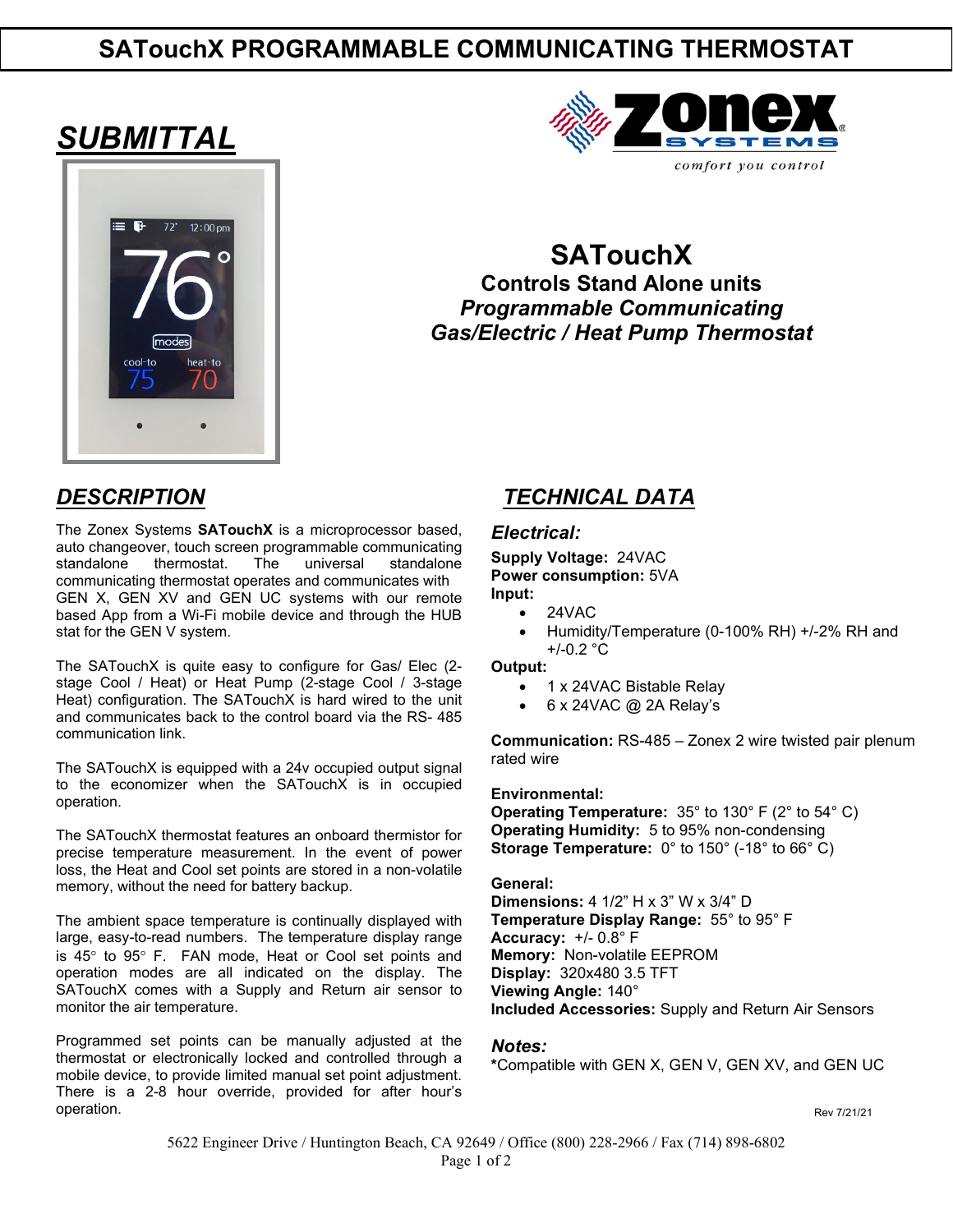# SATouchX PROGRAMMABLE COMMUNICATING THERMOSTAT

## *SUBMITTAL*

comfort you control

**SATouchX**
**Controls Stand Alone units**
***Programmable Communicating***
***Gas/Electric / Heat Pump Thermostat***

## *DESCRIPTION*

The Zonex Systems **SATouchX** is a microprocessor based, auto changeover, touch screen programmable communicating standalone thermostat. The universal standalone communicating thermostat operates and communicates with GEN X, GEN XV and GEN UC systems with our remote based App from a Wi-Fi mobile device and through the HUB stat for the GEN V system.

The SATouchX is quite easy to configure for Gas/ Elec (2-stage Cool / Heat) or Heat Pump (2-stage Cool / 3-stage Heat) configuration. The SATouchX is hard wired to the unit and communicates back to the control board via the RS- 485 communication link.

The SATouchX is equipped with a 24v occupied output signal to the economizer when the SATouchX is in occupied operation.

The SATouchX thermostat features an onboard thermistor for precise temperature measurement. In the event of power loss, the Heat and Cool set points are stored in a non-volatile memory, without the need for battery backup.

The ambient space temperature is continually displayed with large, easy-to-read numbers. The temperature display range is 45° to 95° F. FAN mode, Heat or Cool set points and operation modes are all indicated on the display. The SATouchX comes with a Supply and Return air sensor to monitor the air temperature.

Programmed set points can be manually adjusted at the thermostat or electronically locked and controlled through a mobile device, to provide limited manual set point adjustment. There is a 2-8 hour override, provided for after hour's operation.

## *TECHNICAL DATA*

### *Electrical:*

**Supply Voltage:** 24VAC
**Power consumption:** 5VA
**Input:**

- 24VAC
- Humidity/Temperature (0-100% RH) +/-2% RH and +/-0.2 °C

**Output:**

- 1 x 24VAC Bistable Relay
- 6 x 24VAC @ 2A Relay's

**Communication:** RS-485 – Zonex 2 wire twisted pair plenum rated wire

**Environmental:**
**Operating Temperature:** 35° to 130° F (2° to 54° C)
**Operating Humidity:** 5 to 95% non-condensing
**Storage Temperature:** 0° to 150° (-18° to 66° C)

**General:**
**Dimensions:** 4 1/2" H x 3" W x 3/4" D
**Temperature Display Range:** 55° to 95° F
**Accuracy:** +/- 0.8° F
**Memory:** Non-volatile EEPROM
**Display:** 320x480 3.5 TFT
**Viewing Angle:** 140°
**Included Accessories:** Supply and Return Air Sensors

### *Notes:*

***Compatible with GEN X, GEN V, GEN XV, and GEN UC**

Rev 7/21/21

5622 Engineer Drive / Huntington Beach, CA 92649 / Office (800) 228-2966 / Fax (714) 898-6802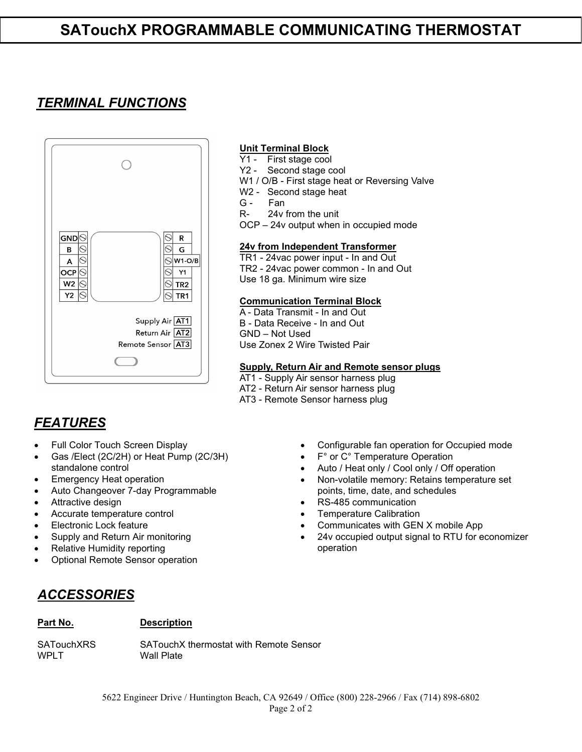// SATouchX PROGRAMMABLE COMMUNICATING THERMOSTAT

## *TERMINAL FUNCTIONS*

GND
B
A
OCP
W2
Y2
R
G
W1-O/B
Y1
TR2
TR1
Supply Air AT1
Return Air AT2
Remote Sensor AT3

**Unit Terminal Block**
Y1 - First stage cool
Y2 - Second stage cool
W1 / O/B - First stage heat or Reversing Valve
W2 - Second stage heat
G - Fan
R- 24v from the unit
OCP – 24v output when in occupied mode

**24v from Independent Transformer**
TR1 - 24vac power input - In and Out
TR2 - 24vac power common - In and Out
Use 18 ga. Minimum wire size

**Communication Terminal Block**
A - Data Transmit - In and Out
B - Data Receive - In and Out
GND – Not Used
Use Zonex 2 Wire Twisted Pair

**Supply, Return Air and Remote sensor plugs**
AT1 - Supply Air sensor harness plug
AT2 - Return Air sensor harness plug
AT3 - Remote Sensor harness plug

## *FEATURES*

- Full Color Touch Screen Display
- Gas /Elect (2C/2H) or Heat Pump (2C/3H) standalone control
- Emergency Heat operation
- Auto Changeover 7-day Programmable
- Attractive design
- Accurate temperature control
- Electronic Lock feature
- Supply and Return Air monitoring
- Relative Humidity reporting
- Optional Remote Sensor operation
- Configurable fan operation for Occupied mode
- F° or C° Temperature Operation
- Auto / Heat only / Cool only / Off operation
- Non-volatile memory: Retains temperature set points, time, date, and schedules
- RS-485 communication
- Temperature Calibration
- Communicates with GEN X mobile App
- 24v occupied output signal to RTU for economizer operation

## *ACCESSORIES*

| Part No. | Description |
|---|---|
| SATouchXRS | SATouchX thermostat with Remote Sensor |
| WPLT | Wall Plate |

5622 Engineer Drive / Huntington Beach, CA 92649 / Office (800) 228-2966 / Fax (714) 898-6802